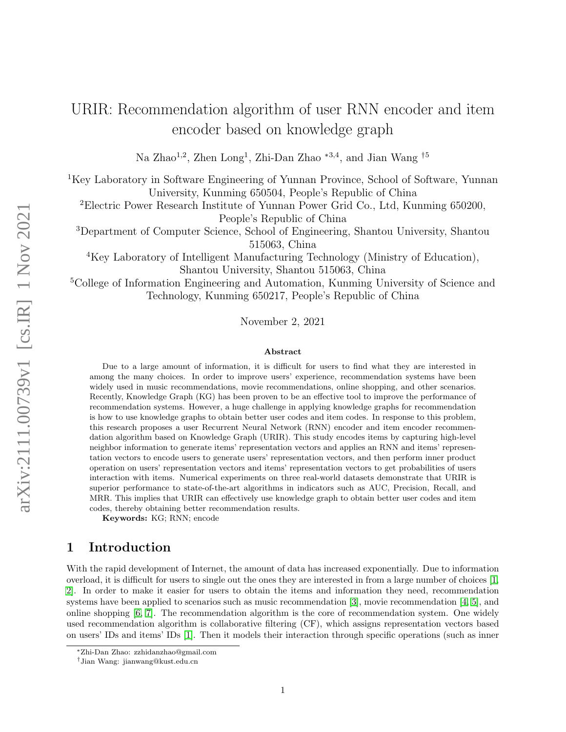// We need to skip arXiv side stamp? It's a margin stamp, not content; omit.

# URIR: Recommendation algorithm of user RNN encoder and item encoder based on knowledge graph

Na Zhao[1,2], Zhen Long[1], Zhi-Dan Zhao *[3,4], and Jian Wang †[5]

[1]Key Laboratory in Software Engineering of Yunnan Province, School of Software, Yunnan University, Kunming 650504, People's Republic of China

[2]Electric Power Research Institute of Yunnan Power Grid Co., Ltd, Kunming 650200, People's Republic of China

[3]Department of Computer Science, School of Engineering, Shantou University, Shantou 515063, China

[4]Key Laboratory of Intelligent Manufacturing Technology (Ministry of Education), Shantou University, Shantou 515063, China

[5]College of Information Engineering and Automation, Kunming University of Science and Technology, Kunming 650217, People's Republic of China

November 2, 2021

## Abstract

Due to a large amount of information, it is difficult for users to find what they are interested in among the many choices. In order to improve users' experience, recommendation systems have been widely used in music recommendations, movie recommendations, online shopping, and other scenarios. Recently, Knowledge Graph (KG) has been proven to be an effective tool to improve the performance of recommendation systems. However, a huge challenge in applying knowledge graphs for recommendation is how to use knowledge graphs to obtain better user codes and item codes. In response to this problem, this research proposes a user Recurrent Neural Network (RNN) encoder and item encoder recommendation algorithm based on Knowledge Graph (URIR). This study encodes items by capturing high-level neighbor information to generate items' representation vectors and applies an RNN and items' representation vectors to encode users to generate users' representation vectors, and then perform inner product operation on users' representation vectors and items' representation vectors to get probabilities of users interaction with items. Numerical experiments on three real-world datasets demonstrate that URIR is superior performance to state-of-the-art algorithms in indicators such as AUC, Precision, Recall, and MRR. This implies that URIR can effectively use knowledge graph to obtain better user codes and item codes, thereby obtaining better recommendation results.

**Keywords:** KG; RNN; encode

## 1 Introduction

With the rapid development of Internet, the amount of data has increased exponentially. Due to information overload, it is difficult for users to single out the ones they are interested in from a large number of choices [1, 2]. In order to make it easier for users to obtain the items and information they need, recommendation systems have been applied to scenarios such as music recommendation [3], movie recommendation [4, 5], and online shopping [6, 7]. The recommendation algorithm is the core of recommendation system. One widely used recommendation algorithm is collaborative filtering (CF), which assigns representation vectors based on users' IDs and items' IDs [1]. Then it models their interaction through specific operations (such as inner

*Zhi-Dan Zhao: zzhidanzhao@gmail.com

†Jian Wang: jianwang@kust.edu.cn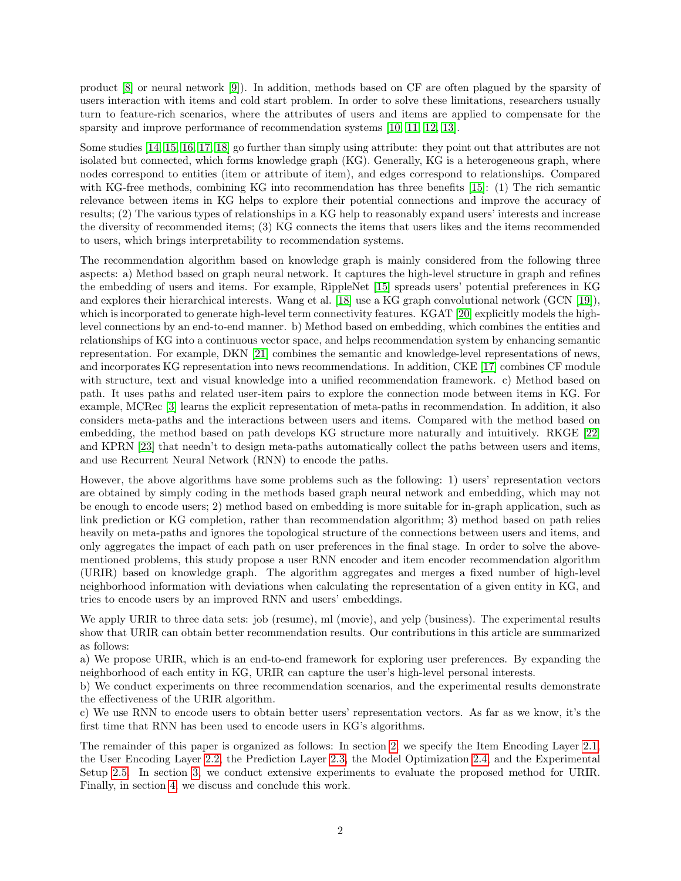product [8] or neural network [9]). In addition, methods based on CF are often plagued by the sparsity of users interaction with items and cold start problem. In order to solve these limitations, researchers usually turn to feature-rich scenarios, where the attributes of users and items are applied to compensate for the sparsity and improve performance of recommendation systems [10, 11, 12, 13].

Some studies [14, 15, 16, 17, 18] go further than simply using attribute: they point out that attributes are not isolated but connected, which forms knowledge graph (KG). Generally, KG is a heterogeneous graph, where nodes correspond to entities (item or attribute of item), and edges correspond to relationships. Compared with KG-free methods, combining KG into recommendation has three benefits [15]: (1) The rich semantic relevance between items in KG helps to explore their potential connections and improve the accuracy of results; (2) The various types of relationships in a KG help to reasonably expand users' interests and increase the diversity of recommended items; (3) KG connects the items that users likes and the items recommended to users, which brings interpretability to recommendation systems.

The recommendation algorithm based on knowledge graph is mainly considered from the following three aspects: a) Method based on graph neural network. It captures the high-level structure in graph and refines the embedding of users and items. For example, RippleNet [15] spreads users' potential preferences in KG and explores their hierarchical interests. Wang et al. [18] use a KG graph convolutional network (GCN [19]), which is incorporated to generate high-level term connectivity features. KGAT [20] explicitly models the high-level connections by an end-to-end manner. b) Method based on embedding, which combines the entities and relationships of KG into a continuous vector space, and helps recommendation system by enhancing semantic representation. For example, DKN [21] combines the semantic and knowledge-level representations of news, and incorporates KG representation into news recommendations. In addition, CKE [17] combines CF module with structure, text and visual knowledge into a unified recommendation framework. c) Method based on path. It uses paths and related user-item pairs to explore the connection mode between items in KG. For example, MCRec [3] learns the explicit representation of meta-paths in recommendation. In addition, it also considers meta-paths and the interactions between users and items. Compared with the method based on embedding, the method based on path develops KG structure more naturally and intuitively. RKGE [22] and KPRN [23] that needn't to design meta-paths automatically collect the paths between users and items, and use Recurrent Neural Network (RNN) to encode the paths.

However, the above algorithms have some problems such as the following: 1) users' representation vectors are obtained by simply coding in the methods based graph neural network and embedding, which may not be enough to encode users; 2) method based on embedding is more suitable for in-graph application, such as link prediction or KG completion, rather than recommendation algorithm; 3) method based on path relies heavily on meta-paths and ignores the topological structure of the connections between users and items, and only aggregates the impact of each path on user preferences in the final stage. In order to solve the above-mentioned problems, this study propose a user RNN encoder and item encoder recommendation algorithm (URIR) based on knowledge graph. The algorithm aggregates and merges a fixed number of high-level neighborhood information with deviations when calculating the representation of a given entity in KG, and tries to encode users by an improved RNN and users' embeddings.

We apply URIR to three data sets: job (resume), ml (movie), and yelp (business). The experimental results show that URIR can obtain better recommendation results. Our contributions in this article are summarized as follows:

a) We propose URIR, which is an end-to-end framework for exploring user preferences. By expanding the neighborhood of each entity in KG, URIR can capture the user's high-level personal interests.

b) We conduct experiments on three recommendation scenarios, and the experimental results demonstrate the effectiveness of the URIR algorithm.

c) We use RNN to encode users to obtain better users' representation vectors. As far as we know, it's the first time that RNN has been used to encode users in KG's algorithms.

The remainder of this paper is organized as follows: In section 2, we specify the Item Encoding Layer 2.1, the User Encoding Layer 2.2, the Prediction Layer 2.3, the Model Optimization 2.4, and the Experimental Setup 2.5. In section 3, we conduct extensive experiments to evaluate the proposed method for URIR. Finally, in section 4, we discuss and conclude this work.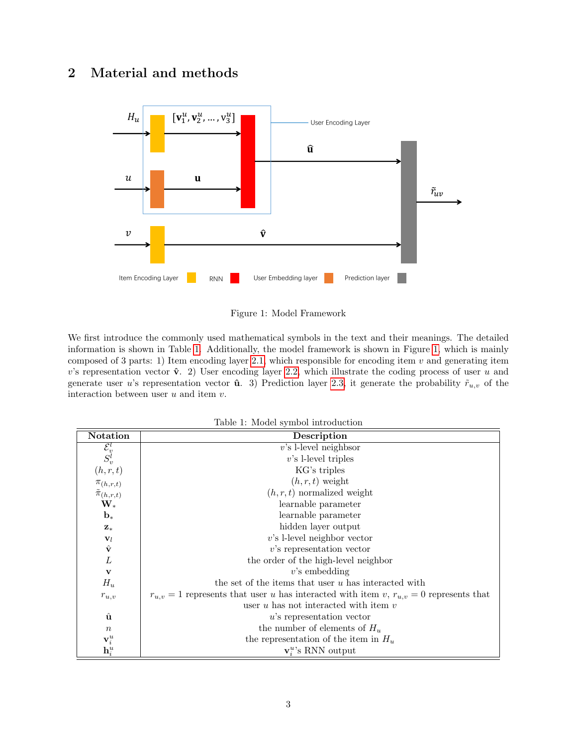## 2 Material and methods

Figure 1: Model Framework

We first introduce the commonly used mathematical symbols in the text and their meanings. The detailed information is shown in Table 1. Additionally, the model framework is shown in Figure 1, which is mainly composed of 3 parts: 1) Item encoding layer 2.1, which responsible for encoding item $v$ and generating item $v$'s representation vector $\hat{\mathbf{v}}$. 2) User encoding layer 2.2, which illustrate the coding process of user $u$ and generate user $u$'s representation vector $\hat{\mathbf{u}}$. 3) Prediction layer 2.3, it generate the probability $\tilde{r}_{u,v}$ of the interaction between user $u$ and item $v$.

Table 1: Model symbol introduction

| Notation | Description |
|---|---|
| $\mathcal{E}_v^l$ | $v$'s l-level neighbsor |
| $S_v^l$ | $v$'s l-level triples |
| $(h, r, t)$ | KG's triples |
| $\pi_{(h,r,t)}$ | $(h, r, t)$ weight |
| $\tilde{\pi}_{(h,r,t)}$ | $(h, r, t)$ normalized weight |
| $\mathbf{W}_*$ | learnable parameter |
| $\mathbf{b}_*$ | learnable parameter |
| $\mathbf{z}_*$ | hidden layer output |
| $\mathbf{v}_l$ | $v$'s l-level neighbor vector |
| $\hat{\mathbf{v}}$ | $v$'s representation vector |
| $L$ | the order of the high-level neighbor |
| $\mathbf{v}$ | $v$'s embedding |
| $H_u$ | the set of the items that user $u$ has interacted with |
| $r_{u,v}$ | $r_{u,v} = 1$ represents that user $u$ has interacted with item $v$, $r_{u,v} = 0$ represents that user $u$ has not interacted with item $v$ |
| $\hat{\mathbf{u}}$ | $u$'s representation vector |
| $n$ | the number of elements of $H_u$ |
| $\mathbf{v}_i^u$ | the representation of the item in $H_u$ |
| $\mathbf{h}_i^u$ | $\mathbf{v}_i^u$'s RNN output |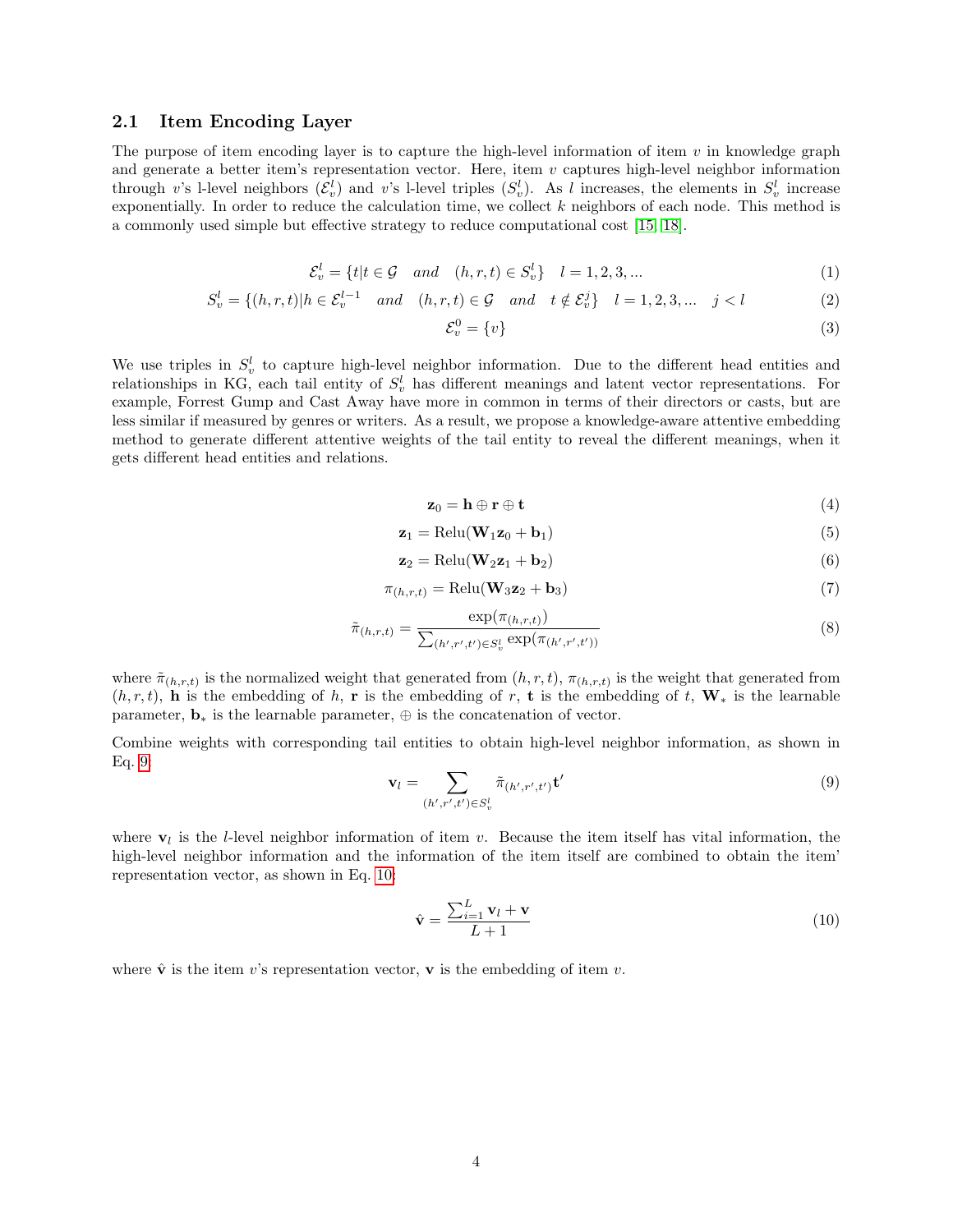### 2.1 Item Encoding Layer

The purpose of item encoding layer is to capture the high-level information of item $v$ in knowledge graph and generate a better item's representation vector. Here, item $v$ captures high-level neighbor information through $v$'s l-level neighbors ($\mathcal{E}_v^l$) and $v$'s l-level triples ($S_v^l$). As $l$ increases, the elements in $S_v^l$ increase exponentially. In order to reduce the calculation time, we collect $k$ neighbors of each node. This method is a commonly used simple but effective strategy to reduce computational cost [15, 18].

$$\mathcal{E}_v^l = \{t | t \in \mathcal{G} \quad and \quad (h,r,t) \in S_v^l\} \quad l = 1,2,3,... \tag{1}$$

$$S_v^l = \{(h,r,t) | h \in \mathcal{E}_v^{l-1} \quad and \quad (h,r,t) \in \mathcal{G} \quad and \quad t \notin \mathcal{E}_v^j\} \quad l = 1,2,3,... \quad j < l \tag{2}$$

$$\mathcal{E}_v^0 = \{v\} \tag{3}$$

We use triples in $S_v^l$ to capture high-level neighbor information. Due to the different head entities and relationships in KG, each tail entity of $S_v^l$ has different meanings and latent vector representations. For example, Forrest Gump and Cast Away have more in common in terms of their directors or casts, but are less similar if measured by genres or writers. As a result, we propose a knowledge-aware attentive embedding method to generate different attentive weights of the tail entity to reveal the different meanings, when it gets different head entities and relations.

$$\mathbf{z}_0 = \mathbf{h} \oplus \mathbf{r} \oplus \mathbf{t} \tag{4}$$

$$\mathbf{z}_1 = \mathrm{Relu}(\mathbf{W}_1 \mathbf{z}_0 + \mathbf{b}_1) \tag{5}$$

$$\mathbf{z}_2 = \mathrm{Relu}(\mathbf{W}_2 \mathbf{z}_1 + \mathbf{b}_2) \tag{6}$$

$$\pi_{(h,r,t)} = \mathrm{Relu}(\mathbf{W}_3 \mathbf{z}_2 + \mathbf{b}_3) \tag{7}$$

$$\tilde{\pi}_{(h,r,t)} = \frac{\exp(\pi_{(h,r,t)})}{\sum_{(h',r',t') \in S_v^l} \exp(\pi_{(h',r',t')})} \tag{8}$$

where $\tilde{\pi}_{(h,r,t)}$ is the normalized weight that generated from $(h,r,t)$, $\pi_{(h,r,t)}$ is the weight that generated from $(h,r,t)$, $\mathbf{h}$ is the embedding of $h$, $\mathbf{r}$ is the embedding of $r$, $\mathbf{t}$ is the embedding of $t$, $\mathbf{W}_*$ is the learnable parameter, $\mathbf{b}_*$ is the learnable parameter, $\oplus$ is the concatenation of vector.

Combine weights with corresponding tail entities to obtain high-level neighbor information, as shown in Eq. 9:

$$\mathbf{v}_l = \sum_{(h',r',t') \in S_v^l} \tilde{\pi}_{(h',r',t')} \mathbf{t}' \tag{9}$$

where $\mathbf{v}_l$ is the $l$-level neighbor information of item $v$. Because the item itself has vital information, the high-level neighbor information and the information of the item itself are combined to obtain the item' representation vector, as shown in Eq. 10:

$$\hat{\mathbf{v}} = \frac{\sum_{i=1}^{L} \mathbf{v}_l + \mathbf{v}}{L+1} \tag{10}$$

where $\hat{\mathbf{v}}$ is the item $v$'s representation vector, $\mathbf{v}$ is the embedding of item $v$.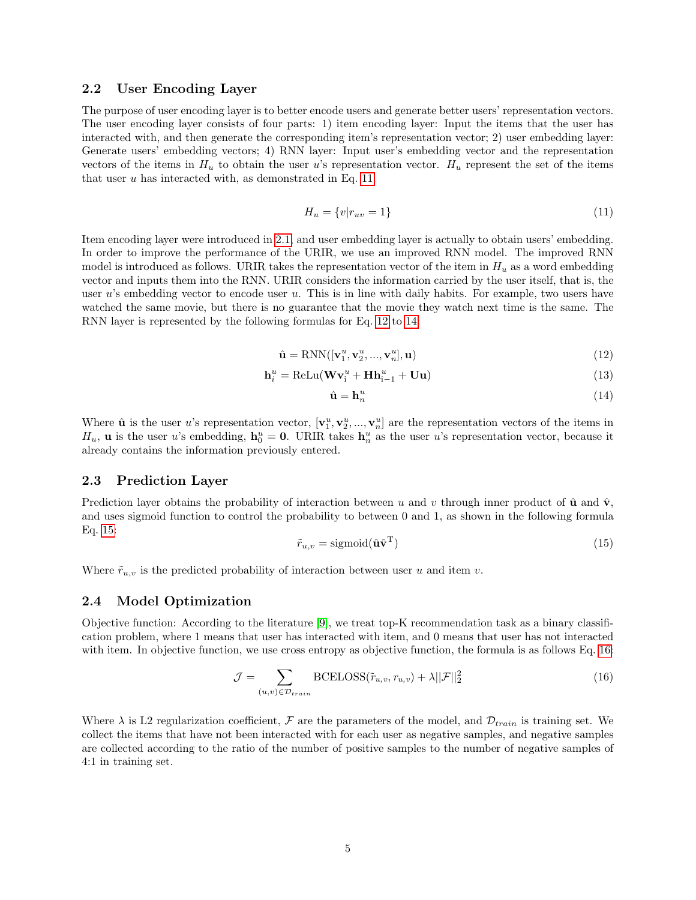### 2.2 User Encoding Layer

The purpose of user encoding layer is to better encode users and generate better users' representation vectors. The user encoding layer consists of four parts: 1) item encoding layer: Input the items that the user has interacted with, and then generate the corresponding item's representation vector; 2) user embedding layer: Generate users' embedding vectors; 4) RNN layer: Input user's embedding vector and the representation vectors of the items in $H_u$ to obtain the user $u$'s representation vector. $H_u$ represent the set of the items that user $u$ has interacted with, as demonstrated in Eq. 11

$$H_u = \{v | r_{uv} = 1\} \tag{11}$$

Item encoding layer were introduced in 2.1, and user embedding layer is actually to obtain users' embedding. In order to improve the performance of the URIR, we use an improved RNN model. The improved RNN model is introduced as follows. URIR takes the representation vector of the item in $H_u$ as a word embedding vector and inputs them into the RNN. URIR considers the information carried by the user itself, that is, the user $u$'s embedding vector to encode user $u$. This is in line with daily habits. For example, two users have watched the same movie, but there is no guarantee that the movie they watch next time is the same. The RNN layer is represented by the following formulas for Eq. 12 to 14.

$$\hat{\mathbf{u}} = \text{RNN}([\mathbf{v}_1^u, \mathbf{v}_2^u, ..., \mathbf{v}_n^u], \mathbf{u}) \tag{12}$$

$$\mathbf{h}_i^u = \text{ReLu}(\mathbf{W}\mathbf{v}_{\text{i}}^u + \mathbf{H}\mathbf{h}_{\text{i}-1}^u + \mathbf{U}\mathbf{u}) \tag{13}$$

$$\hat{\mathbf{u}} = \mathbf{h}_n^u \tag{14}$$

Where $\hat{\mathbf{u}}$ is the user $u$'s representation vector, $[\mathbf{v}_1^u, \mathbf{v}_2^u, ..., \mathbf{v}_n^u]$ are the representation vectors of the items in $H_u$, $\mathbf{u}$ is the user $u$'s embedding, $\mathbf{h}_0^u = \mathbf{0}$. URIR takes $\mathbf{h}_n^u$ as the user $u$'s representation vector, because it already contains the information previously entered.

### 2.3 Prediction Layer

Prediction layer obtains the probability of interaction between $u$ and $v$ through inner product of $\hat{\mathbf{u}}$ and $\hat{\mathbf{v}}$, and uses sigmoid function to control the probability to between 0 and 1, as shown in the following formula Eq. 15:

$$\tilde{r}_{u,v} = \text{sigmoid}(\hat{\mathbf{u}}\hat{\mathbf{v}}^{\text{T}}) \tag{15}$$

Where $\tilde{r}_{u,v}$ is the predicted probability of interaction between user $u$ and item $v$.

### 2.4 Model Optimization

Objective function: According to the literature [9], we treat top-K recommendation task as a binary classification problem, where 1 means that user has interacted with item, and 0 means that user has not interacted with item. In objective function, we use cross entropy as objective function, the formula is as follows Eq. 16:

$$\mathcal{J} = \sum_{(u,v) \in \mathcal{D}_{train}} \text{BCELOSS}(\tilde{r}_{u,v}, r_{u,v}) + \lambda ||\mathcal{F}||_2^2 \tag{16}$$

Where $\lambda$ is L2 regularization coefficient, $\mathcal{F}$ are the parameters of the model, and $\mathcal{D}_{train}$ is training set. We collect the items that have not been interacted with for each user as negative samples, and negative samples are collected according to the ratio of the number of positive samples to the number of negative samples of 4:1 in training set.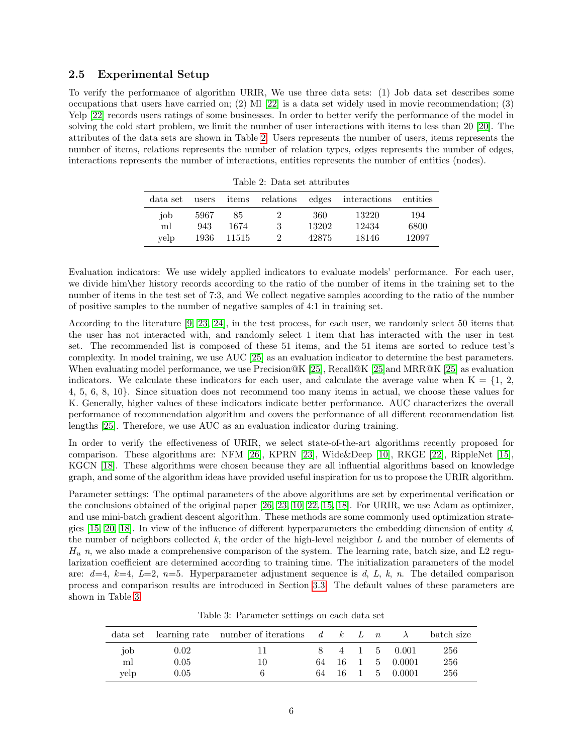### 2.5 Experimental Setup

To verify the performance of algorithm URIR, We use three data sets: (1) Job data set describes some occupations that users have carried on; (2) Ml [22] is a data set widely used in movie recommendation; (3) Yelp [22] records users ratings of some businesses. In order to better verify the performance of the model in solving the cold start problem, we limit the number of user interactions with items to less than 20 [20]. The attributes of the data sets are shown in Table 2. Users represents the number of users, items represents the number of items, relations represents the number of relation types, edges represents the number of edges, interactions represents the number of interactions, entities represents the number of entities (nodes).

Table 2: Data set attributes

| data set | users | items | relations | edges | interactions | entities |
|---|---|---|---|---|---|---|
| job | 5967 | 85 | 2 | 360 | 13220 | 194 |
| ml | 943 | 1674 | 3 | 13202 | 12434 | 6800 |
| yelp | 1936 | 11515 | 2 | 42875 | 18146 | 12097 |

Evaluation indicators: We use widely applied indicators to evaluate models' performance. For each user, we divide him\her history records according to the ratio of the number of items in the training set to the number of items in the test set of 7:3, and We collect negative samples according to the ratio of the number of positive samples to the number of negative samples of 4:1 in training set.

According to the literature [9, 23, 24], in the test process, for each user, we randomly select 50 items that the user has not interacted with, and randomly select 1 item that has interacted with the user in test set. The recommended list is composed of these 51 items, and the 51 items are sorted to reduce test's complexity. In model training, we use AUC [25] as an evaluation indicator to determine the best parameters. When evaluating model performance, we use Precision@K [25], Recall@K [25]and MRR@K [25] as evaluation indicators. We calculate these indicators for each user, and calculate the average value when K = {1, 2, 4, 5, 6, 8, 10}. Since situation does not recommend too many items in actual, we choose these values for K. Generally, higher values of these indicators indicate better performance. AUC characterizes the overall performance of recommendation algorithm and covers the performance of all different recommendation list lengths [25]. Therefore, we use AUC as an evaluation indicator during training.

In order to verify the effectiveness of URIR, we select state-of-the-art algorithms recently proposed for comparison. These algorithms are: NFM [26], KPRN [23], Wide&Deep [10], RKGE [22], RippleNet [15], KGCN [18]. These algorithms were chosen because they are all influential algorithms based on knowledge graph, and some of the algorithm ideas have provided useful inspiration for us to propose the URIR algorithm.

Parameter settings: The optimal parameters of the above algorithms are set by experimental verification or the conclusions obtained of the original paper [26, 23, 10, 22, 15, 18]. For URIR, we use Adam as optimizer, and use mini-batch gradient descent algorithm. These methods are some commonly used optimization strategies [15, 20, 18]. In view of the influence of different hyperparameters the embedding dimension of entity $d$, the number of neighbors collected $k$, the order of the high-level neighbor $L$ and the number of elements of $H_u$ $n$, we also made a comprehensive comparison of the system. The learning rate, batch size, and L2 regularization coefficient are determined according to training time. The initialization parameters of the model are: $d$=4, $k$=4, $L$=2, $n$=5. Hyperparameter adjustment sequence is $d$, $L$, $k$, $n$. The detailed comparison process and comparison results are introduced in Section 3.3. The default values of these parameters are shown in Table 3.

Table 3: Parameter settings on each data set

| data set | learning rate | number of iterations | $d$ | $k$ | $L$ | $n$ | $\lambda$ | batch size |
|---|---|---|---|---|---|---|---|---|
| job | 0.02 | 11 | 8 | 4 | 1 | 5 | 0.001 | 256 |
| ml | 0.05 | 10 | 64 | 16 | 1 | 5 | 0.0001 | 256 |
| yelp | 0.05 | 6 | 64 | 16 | 1 | 5 | 0.0001 | 256 |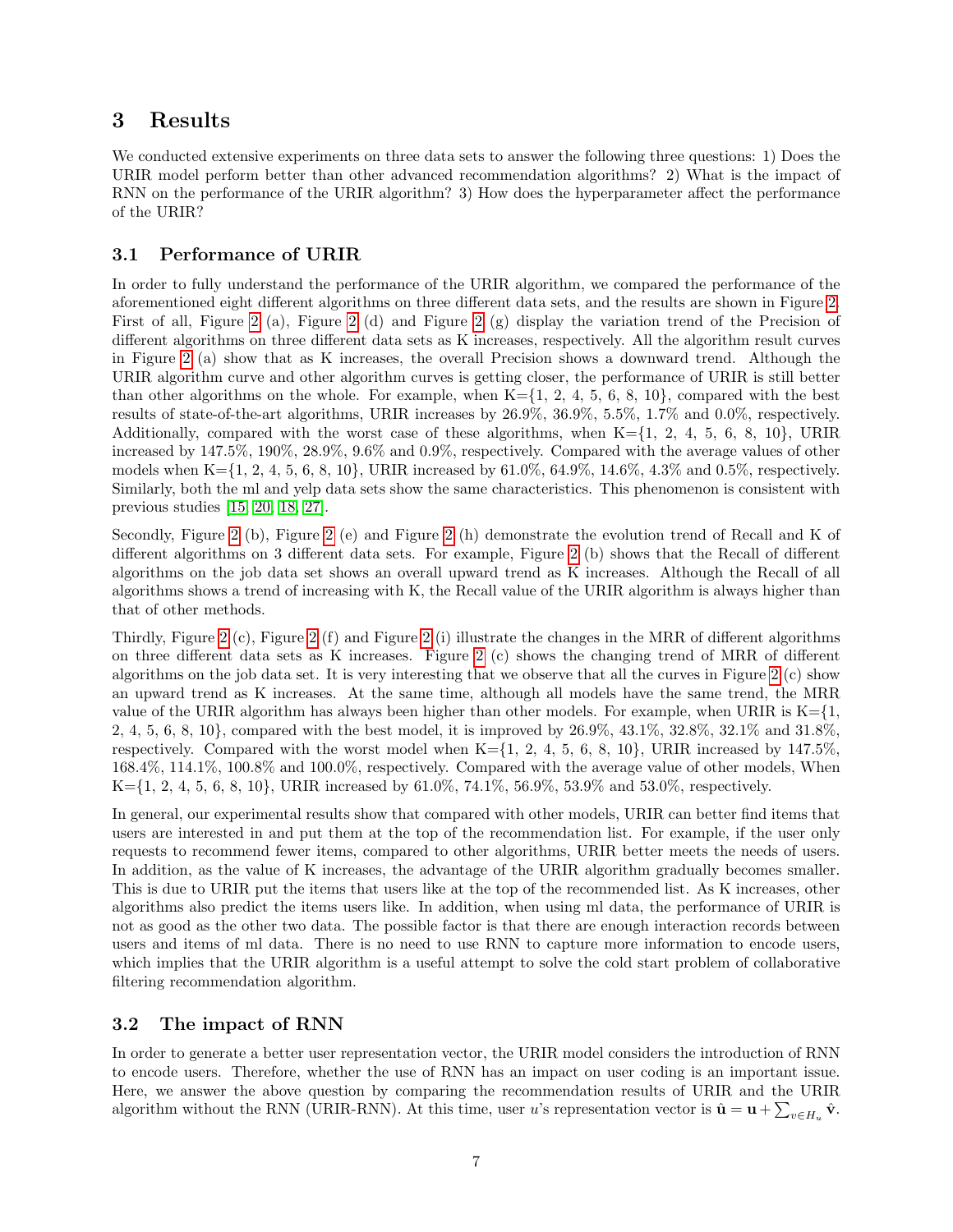## 3 Results

We conducted extensive experiments on three data sets to answer the following three questions: 1) Does the URIR model perform better than other advanced recommendation algorithms? 2) What is the impact of RNN on the performance of the URIR algorithm? 3) How does the hyperparameter affect the performance of the URIR?

### 3.1 Performance of URIR

In order to fully understand the performance of the URIR algorithm, we compared the performance of the aforementioned eight different algorithms on three different data sets, and the results are shown in Figure 2. First of all, Figure 2 (a), Figure 2 (d) and Figure 2 (g) display the variation trend of the Precision of different algorithms on three different data sets as K increases, respectively. All the algorithm result curves in Figure 2 (a) show that as K increases, the overall Precision shows a downward trend. Although the URIR algorithm curve and other algorithm curves is getting closer, the performance of URIR is still better than other algorithms on the whole. For example, when K={1, 2, 4, 5, 6, 8, 10}, compared with the best results of state-of-the-art algorithms, URIR increases by 26.9%, 36.9%, 5.5%, 1.7% and 0.0%, respectively. Additionally, compared with the worst case of these algorithms, when K={1, 2, 4, 5, 6, 8, 10}, URIR increased by 147.5%, 190%, 28.9%, 9.6% and 0.9%, respectively. Compared with the average values of other models when K={1, 2, 4, 5, 6, 8, 10}, URIR increased by 61.0%, 64.9%, 14.6%, 4.3% and 0.5%, respectively. Similarly, both the ml and yelp data sets show the same characteristics. This phenomenon is consistent with previous studies [15, 20, 18, 27].

Secondly, Figure 2 (b), Figure 2 (e) and Figure 2 (h) demonstrate the evolution trend of Recall and K of different algorithms on 3 different data sets. For example, Figure 2 (b) shows that the Recall of different algorithms on the job data set shows an overall upward trend as K increases. Although the Recall of all algorithms shows a trend of increasing with K, the Recall value of the URIR algorithm is always higher than that of other methods.

Thirdly, Figure 2 (c), Figure 2 (f) and Figure 2 (i) illustrate the changes in the MRR of different algorithms on three different data sets as K increases. Figure 2 (c) shows the changing trend of MRR of different algorithms on the job data set. It is very interesting that we observe that all the curves in Figure 2 (c) show an upward trend as K increases. At the same time, although all models have the same trend, the MRR value of the URIR algorithm has always been higher than other models. For example, when URIR is K={1, 2, 4, 5, 6, 8, 10}, compared with the best model, it is improved by 26.9%, 43.1%, 32.8%, 32.1% and 31.8%, respectively. Compared with the worst model when K={1, 2, 4, 5, 6, 8, 10}, URIR increased by 147.5%, 168.4%, 114.1%, 100.8% and 100.0%, respectively. Compared with the average value of other models, When K={1, 2, 4, 5, 6, 8, 10}, URIR increased by 61.0%, 74.1%, 56.9%, 53.9% and 53.0%, respectively.

In general, our experimental results show that compared with other models, URIR can better find items that users are interested in and put them at the top of the recommendation list. For example, if the user only requests to recommend fewer items, compared to other algorithms, URIR better meets the needs of users. In addition, as the value of K increases, the advantage of the URIR algorithm gradually becomes smaller. This is due to URIR put the items that users like at the top of the recommended list. As K increases, other algorithms also predict the items users like. In addition, when using ml data, the performance of URIR is not as good as the other two data. The possible factor is that there are enough interaction records between users and items of ml data. There is no need to use RNN to capture more information to encode users, which implies that the URIR algorithm is a useful attempt to solve the cold start problem of collaborative filtering recommendation algorithm.

### 3.2 The impact of RNN

In order to generate a better user representation vector, the URIR model considers the introduction of RNN to encode users. Therefore, whether the use of RNN has an impact on user coding is an important issue. Here, we answer the above question by comparing the recommendation results of URIR and the URIR algorithm without the RNN (URIR-RNN). At this time, user $u$'s representation vector is $\hat{\mathbf{u}} = \mathbf{u} + \sum_{v \in H_u} \hat{\mathbf{v}}$.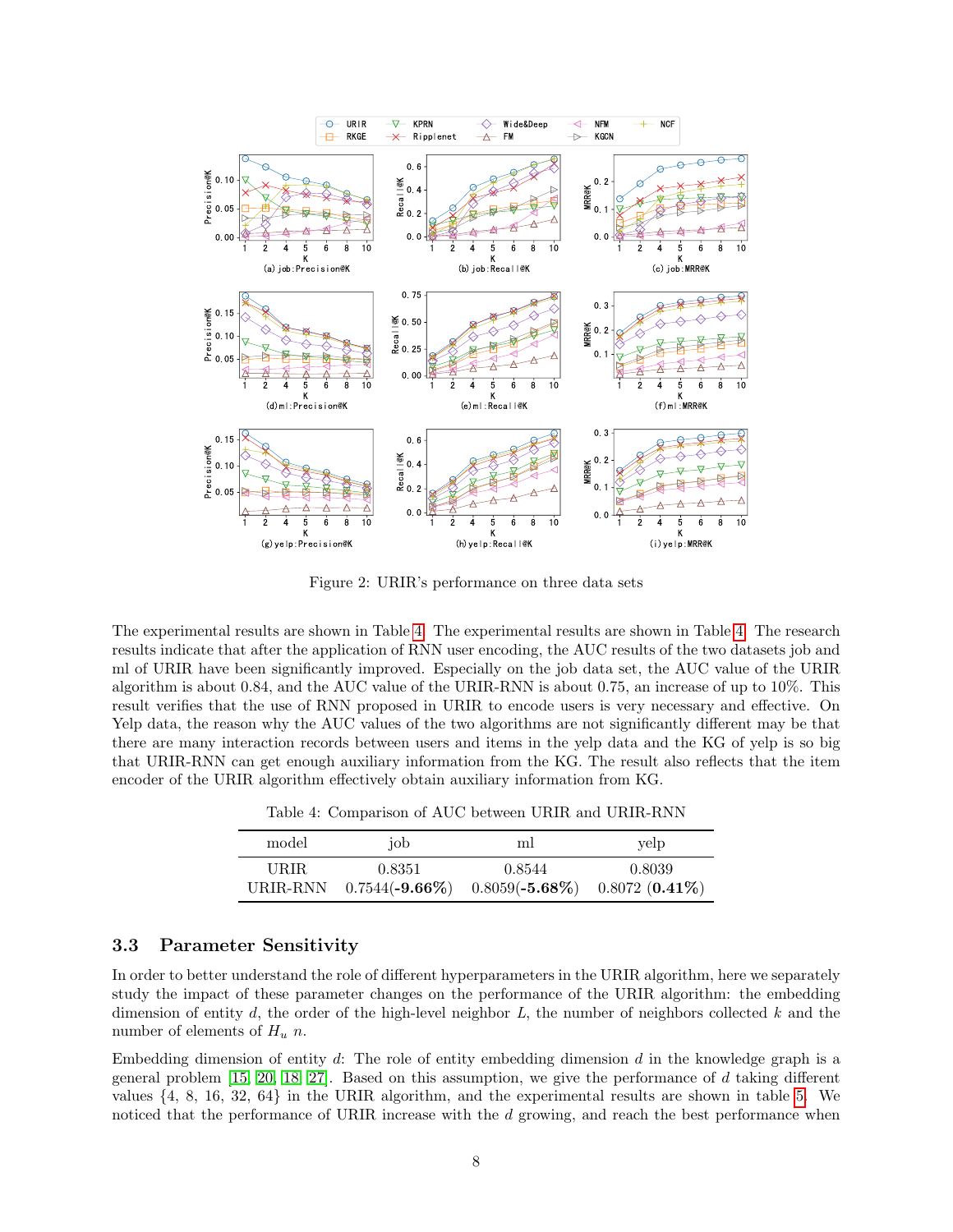Figure 2: URIR's performance on three data sets

The experimental results are shown in Table 4. The experimental results are shown in Table 4. The research results indicate that after the application of RNN user encoding, the AUC results of the two datasets job and ml of URIR have been significantly improved. Especially on the job data set, the AUC value of the URIR algorithm is about 0.84, and the AUC value of the URIR-RNN is about 0.75, an increase of up to 10%. This result verifies that the use of RNN proposed in URIR to encode users is very necessary and effective. On Yelp data, the reason why the AUC values of the two algorithms are not significantly different may be that there are many interaction records between users and items in the yelp data and the KG of yelp is so big that URIR-RNN can get enough auxiliary information from the KG. The result also reflects that the item encoder of the URIR algorithm effectively obtain auxiliary information from KG.

Table 4: Comparison of AUC between URIR and URIR-RNN

| model | job | ml | yelp |
|---|---|---|---|
| URIR | 0.8351 | 0.8544 | 0.8039 |
| URIR-RNN | 0.7544(**-9.66%**) | 0.8059(**-5.68%**) | 0.8072 (**0.41%**) |

### 3.3 Parameter Sensitivity

In order to better understand the role of different hyperparameters in the URIR algorithm, here we separately study the impact of these parameter changes on the performance of the URIR algorithm: the embedding dimension of entity $d$, the order of the high-level neighbor $L$, the number of neighbors collected $k$ and the number of elements of $H_u$ $n$.

Embedding dimension of entity $d$: The role of entity embedding dimension $d$ in the knowledge graph is a general problem [15, 20, 18, 27]. Based on this assumption, we give the performance of $d$ taking different values {4, 8, 16, 32, 64} in the URIR algorithm, and the experimental results are shown in table 5. We noticed that the performance of URIR increase with the $d$ growing, and reach the best performance when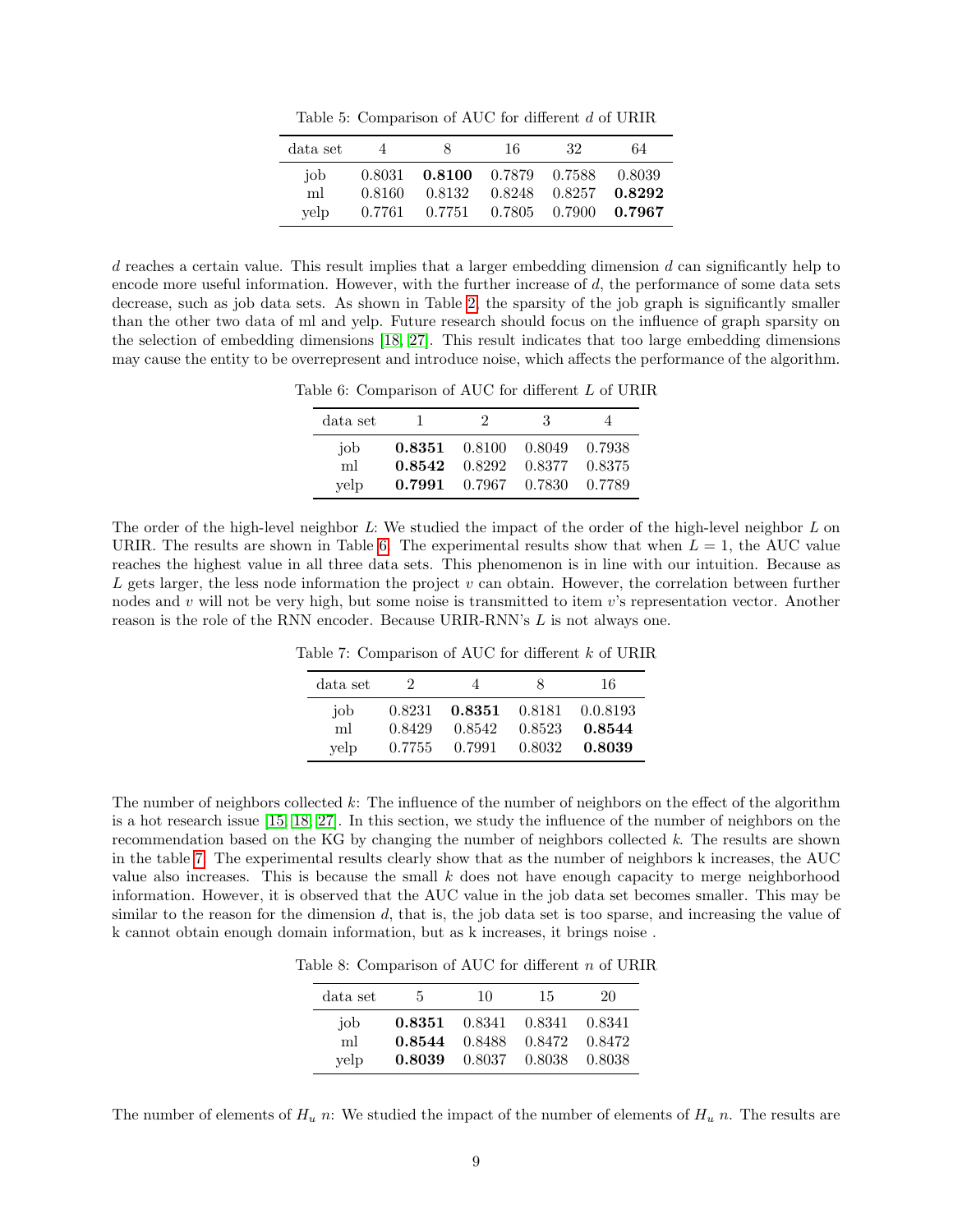Table 5: Comparison of AUC for different $d$ of URIR

| data set | 4 | 8 | 16 | 32 | 64 |
|---|---|---|---|---|---|
| job | 0.8031 | **0.8100** | 0.7879 | 0.7588 | 0.8039 |
| ml | 0.8160 | 0.8132 | 0.8248 | 0.8257 | **0.8292** |
| yelp | 0.7761 | 0.7751 | 0.7805 | 0.7900 | **0.7967** |

$d$ reaches a certain value. This result implies that a larger embedding dimension $d$ can significantly help to encode more useful information. However, with the further increase of $d$, the performance of some data sets decrease, such as job data sets. As shown in Table 2, the sparsity of the job graph is significantly smaller than the other two data of ml and yelp. Future research should focus on the influence of graph sparsity on the selection of embedding dimensions [18, 27]. This result indicates that too large embedding dimensions may cause the entity to be overrepresent and introduce noise, which affects the performance of the algorithm.

Table 6: Comparison of AUC for different $L$ of URIR

| data set | 1 | 2 | 3 | 4 |
|---|---|---|---|---|
| job | **0.8351** | 0.8100 | 0.8049 | 0.7938 |
| ml | **0.8542** | 0.8292 | 0.8377 | 0.8375 |
| yelp | **0.7991** | 0.7967 | 0.7830 | 0.7789 |

The order of the high-level neighbor $L$: We studied the impact of the order of the high-level neighbor $L$ on URIR. The results are shown in Table 6. The experimental results show that when $L = 1$, the AUC value reaches the highest value in all three data sets. This phenomenon is in line with our intuition. Because as $L$ gets larger, the less node information the project $v$ can obtain. However, the correlation between further nodes and $v$ will not be very high, but some noise is transmitted to item $v$'s representation vector. Another reason is the role of the RNN encoder. Because URIR-RNN's $L$ is not always one.

Table 7: Comparison of AUC for different $k$ of URIR

| data set | 2 | 4 | 8 | 16 |
|---|---|---|---|---|
| job | 0.8231 | **0.8351** | 0.8181 | 0.0.8193 |
| ml | 0.8429 | 0.8542 | 0.8523 | **0.8544** |
| yelp | 0.7755 | 0.7991 | 0.8032 | **0.8039** |

The number of neighbors collected $k$: The influence of the number of neighbors on the effect of the algorithm is a hot research issue [15, 18, 27]. In this section, we study the influence of the number of neighbors on the recommendation based on the KG by changing the number of neighbors collected $k$. The results are shown in the table 7. The experimental results clearly show that as the number of neighbors k increases, the AUC value also increases. This is because the small $k$ does not have enough capacity to merge neighborhood information. However, it is observed that the AUC value in the job data set becomes smaller. This may be similar to the reason for the dimension $d$, that is, the job data set is too sparse, and increasing the value of k cannot obtain enough domain information, but as k increases, it brings noise .

Table 8: Comparison of AUC for different $n$ of URIR

| data set | 5 | 10 | 15 | 20 |
|---|---|---|---|---|
| job | **0.8351** | 0.8341 | 0.8341 | 0.8341 |
| ml | **0.8544** | 0.8488 | 0.8472 | 0.8472 |
| yelp | **0.8039** | 0.8037 | 0.8038 | 0.8038 |

The number of elements of $H_u$ $n$: We studied the impact of the number of elements of $H_u$ $n$. The results are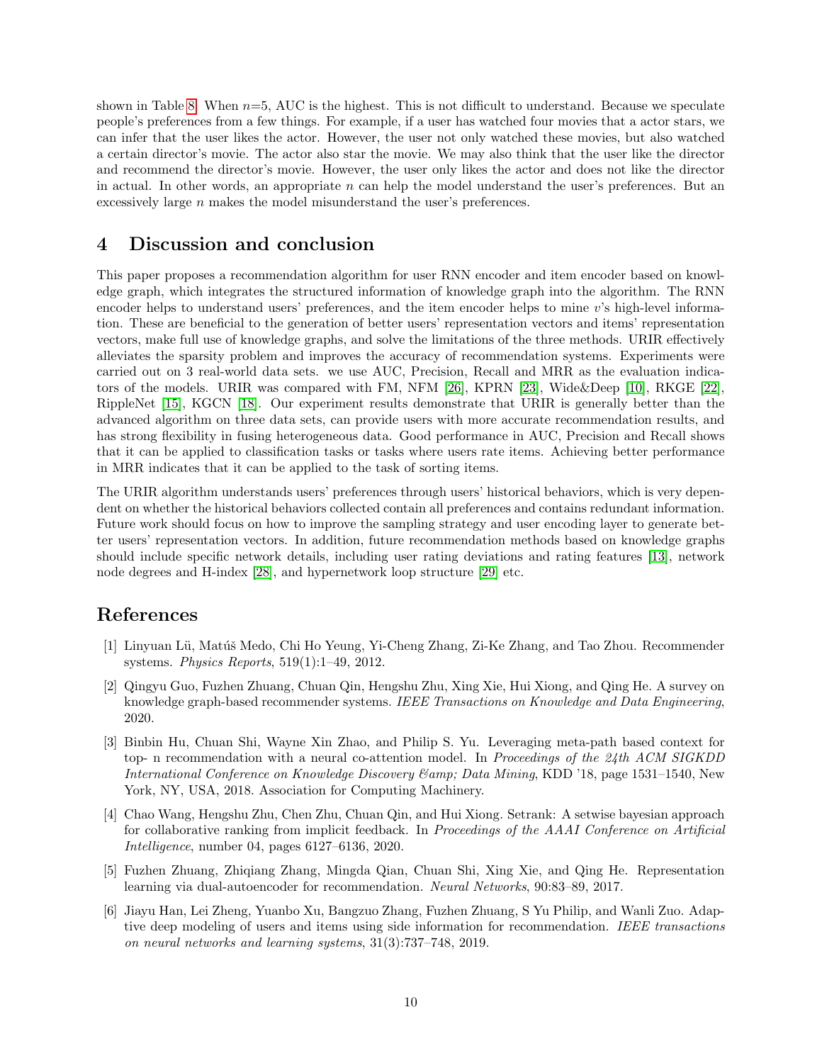shown in Table 8. When $n$=5, AUC is the highest. This is not difficult to understand. Because we speculate people's preferences from a few things. For example, if a user has watched four movies that a actor stars, we can infer that the user likes the actor. However, the user not only watched these movies, but also watched a certain director's movie. The actor also star the movie. We may also think that the user like the director and recommend the director's movie. However, the user only likes the actor and does not like the director in actual. In other words, an appropriate $n$ can help the model understand the user's preferences. But an excessively large $n$ makes the model misunderstand the user's preferences.

# 4 Discussion and conclusion

This paper proposes a recommendation algorithm for user RNN encoder and item encoder based on knowledge graph, which integrates the structured information of knowledge graph into the algorithm. The RNN encoder helps to understand users' preferences, and the item encoder helps to mine $v$'s high-level information. These are beneficial to the generation of better users' representation vectors and items' representation vectors, make full use of knowledge graphs, and solve the limitations of the three methods. URIR effectively alleviates the sparsity problem and improves the accuracy of recommendation systems. Experiments were carried out on 3 real-world data sets. we use AUC, Precision, Recall and MRR as the evaluation indicators of the models. URIR was compared with FM, NFM [26], KPRN [23], Wide&Deep [10], RKGE [22], RippleNet [15], KGCN [18]. Our experiment results demonstrate that URIR is generally better than the advanced algorithm on three data sets, can provide users with more accurate recommendation results, and has strong flexibility in fusing heterogeneous data. Good performance in AUC, Precision and Recall shows that it can be applied to classification tasks or tasks where users rate items. Achieving better performance in MRR indicates that it can be applied to the task of sorting items.

The URIR algorithm understands users' preferences through users' historical behaviors, which is very dependent on whether the historical behaviors collected contain all preferences and contains redundant information. Future work should focus on how to improve the sampling strategy and user encoding layer to generate better users' representation vectors. In addition, future recommendation methods based on knowledge graphs should include specific network details, including user rating deviations and rating features [13], network node degrees and H-index [28], and hypernetwork loop structure [29] etc.

# References

[1] Linyuan Lü, Matúš Medo, Chi Ho Yeung, Yi-Cheng Zhang, Zi-Ke Zhang, and Tao Zhou. Recommender systems. *Physics Reports*, 519(1):1–49, 2012.

[2] Qingyu Guo, Fuzhen Zhuang, Chuan Qin, Hengshu Zhu, Xing Xie, Hui Xiong, and Qing He. A survey on knowledge graph-based recommender systems. *IEEE Transactions on Knowledge and Data Engineering*, 2020.

[3] Binbin Hu, Chuan Shi, Wayne Xin Zhao, and Philip S. Yu. Leveraging meta-path based context for top- n recommendation with a neural co-attention model. In *Proceedings of the 24th ACM SIGKDD International Conference on Knowledge Discovery &amp; Data Mining*, KDD '18, page 1531–1540, New York, NY, USA, 2018. Association for Computing Machinery.

[4] Chao Wang, Hengshu Zhu, Chen Zhu, Chuan Qin, and Hui Xiong. Setrank: A setwise bayesian approach for collaborative ranking from implicit feedback. In *Proceedings of the AAAI Conference on Artificial Intelligence*, number 04, pages 6127–6136, 2020.

[5] Fuzhen Zhuang, Zhiqiang Zhang, Mingda Qian, Chuan Shi, Xing Xie, and Qing He. Representation learning via dual-autoencoder for recommendation. *Neural Networks*, 90:83–89, 2017.

[6] Jiayu Han, Lei Zheng, Yuanbo Xu, Bangzuo Zhang, Fuzhen Zhuang, S Yu Philip, and Wanli Zuo. Adaptive deep modeling of users and items using side information for recommendation. *IEEE transactions on neural networks and learning systems*, 31(3):737–748, 2019.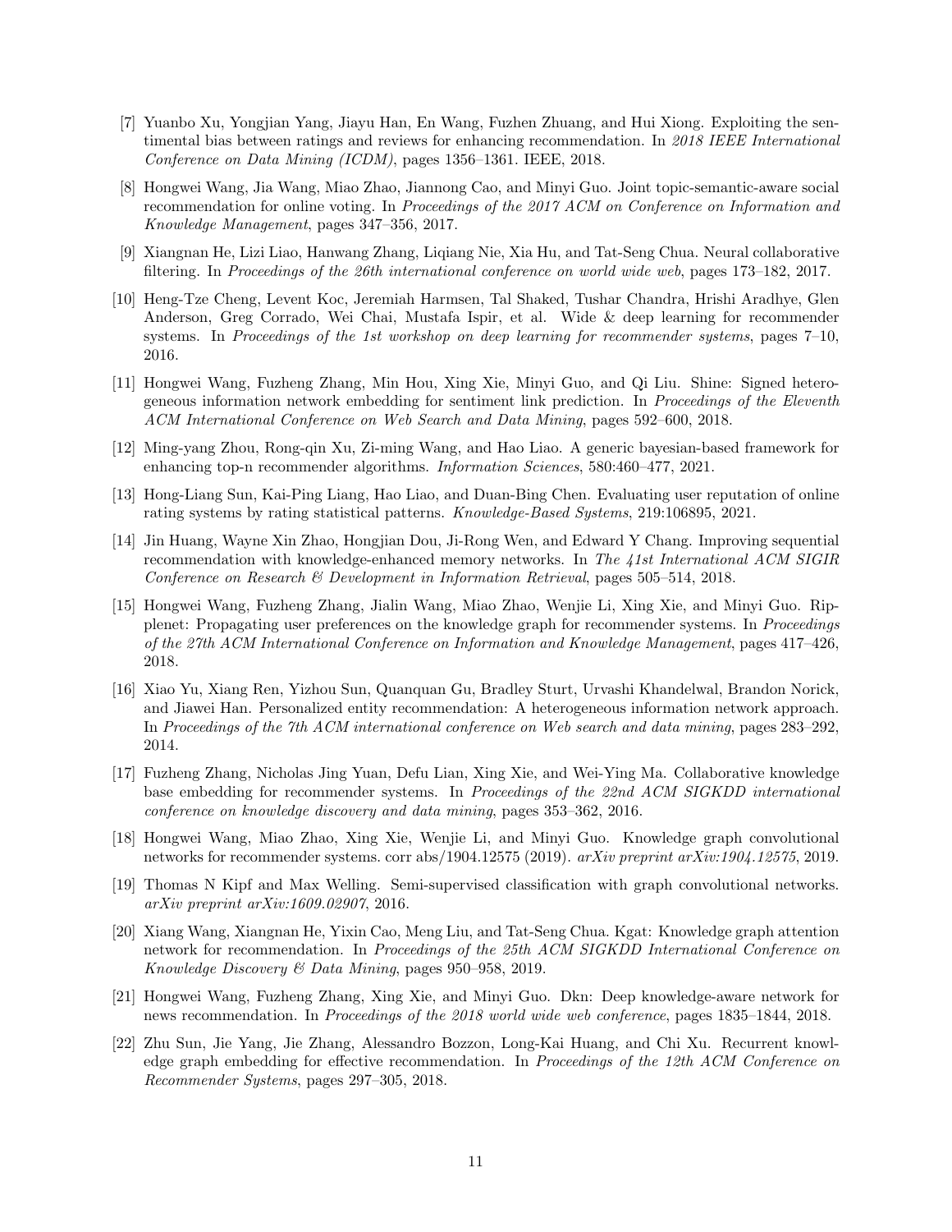[7] Yuanbo Xu, Yongjian Yang, Jiayu Han, En Wang, Fuzhen Zhuang, and Hui Xiong. Exploiting the sentimental bias between ratings and reviews for enhancing recommendation. In *2018 IEEE International Conference on Data Mining (ICDM)*, pages 1356–1361. IEEE, 2018.

[8] Hongwei Wang, Jia Wang, Miao Zhao, Jiannong Cao, and Minyi Guo. Joint topic-semantic-aware social recommendation for online voting. In *Proceedings of the 2017 ACM on Conference on Information and Knowledge Management*, pages 347–356, 2017.

[9] Xiangnan He, Lizi Liao, Hanwang Zhang, Liqiang Nie, Xia Hu, and Tat-Seng Chua. Neural collaborative filtering. In *Proceedings of the 26th international conference on world wide web*, pages 173–182, 2017.

[10] Heng-Tze Cheng, Levent Koc, Jeremiah Harmsen, Tal Shaked, Tushar Chandra, Hrishi Aradhye, Glen Anderson, Greg Corrado, Wei Chai, Mustafa Ispir, et al. Wide & deep learning for recommender systems. In *Proceedings of the 1st workshop on deep learning for recommender systems*, pages 7–10, 2016.

[11] Hongwei Wang, Fuzheng Zhang, Min Hou, Xing Xie, Minyi Guo, and Qi Liu. Shine: Signed heterogeneous information network embedding for sentiment link prediction. In *Proceedings of the Eleventh ACM International Conference on Web Search and Data Mining*, pages 592–600, 2018.

[12] Ming-yang Zhou, Rong-qin Xu, Zi-ming Wang, and Hao Liao. A generic bayesian-based framework for enhancing top-n recommender algorithms. *Information Sciences*, 580:460–477, 2021.

[13] Hong-Liang Sun, Kai-Ping Liang, Hao Liao, and Duan-Bing Chen. Evaluating user reputation of online rating systems by rating statistical patterns. *Knowledge-Based Systems*, 219:106895, 2021.

[14] Jin Huang, Wayne Xin Zhao, Hongjian Dou, Ji-Rong Wen, and Edward Y Chang. Improving sequential recommendation with knowledge-enhanced memory networks. In *The 41st International ACM SIGIR Conference on Research & Development in Information Retrieval*, pages 505–514, 2018.

[15] Hongwei Wang, Fuzheng Zhang, Jialin Wang, Miao Zhao, Wenjie Li, Xing Xie, and Minyi Guo. Ripplenet: Propagating user preferences on the knowledge graph for recommender systems. In *Proceedings of the 27th ACM International Conference on Information and Knowledge Management*, pages 417–426, 2018.

[16] Xiao Yu, Xiang Ren, Yizhou Sun, Quanquan Gu, Bradley Sturt, Urvashi Khandelwal, Brandon Norick, and Jiawei Han. Personalized entity recommendation: A heterogeneous information network approach. In *Proceedings of the 7th ACM international conference on Web search and data mining*, pages 283–292, 2014.

[17] Fuzheng Zhang, Nicholas Jing Yuan, Defu Lian, Xing Xie, and Wei-Ying Ma. Collaborative knowledge base embedding for recommender systems. In *Proceedings of the 22nd ACM SIGKDD international conference on knowledge discovery and data mining*, pages 353–362, 2016.

[18] Hongwei Wang, Miao Zhao, Xing Xie, Wenjie Li, and Minyi Guo. Knowledge graph convolutional networks for recommender systems. corr abs/1904.12575 (2019). *arXiv preprint arXiv:1904.12575*, 2019.

[19] Thomas N Kipf and Max Welling. Semi-supervised classification with graph convolutional networks. *arXiv preprint arXiv:1609.02907*, 2016.

[20] Xiang Wang, Xiangnan He, Yixin Cao, Meng Liu, and Tat-Seng Chua. Kgat: Knowledge graph attention network for recommendation. In *Proceedings of the 25th ACM SIGKDD International Conference on Knowledge Discovery & Data Mining*, pages 950–958, 2019.

[21] Hongwei Wang, Fuzheng Zhang, Xing Xie, and Minyi Guo. Dkn: Deep knowledge-aware network for news recommendation. In *Proceedings of the 2018 world wide web conference*, pages 1835–1844, 2018.

[22] Zhu Sun, Jie Yang, Jie Zhang, Alessandro Bozzon, Long-Kai Huang, and Chi Xu. Recurrent knowledge graph embedding for effective recommendation. In *Proceedings of the 12th ACM Conference on Recommender Systems*, pages 297–305, 2018.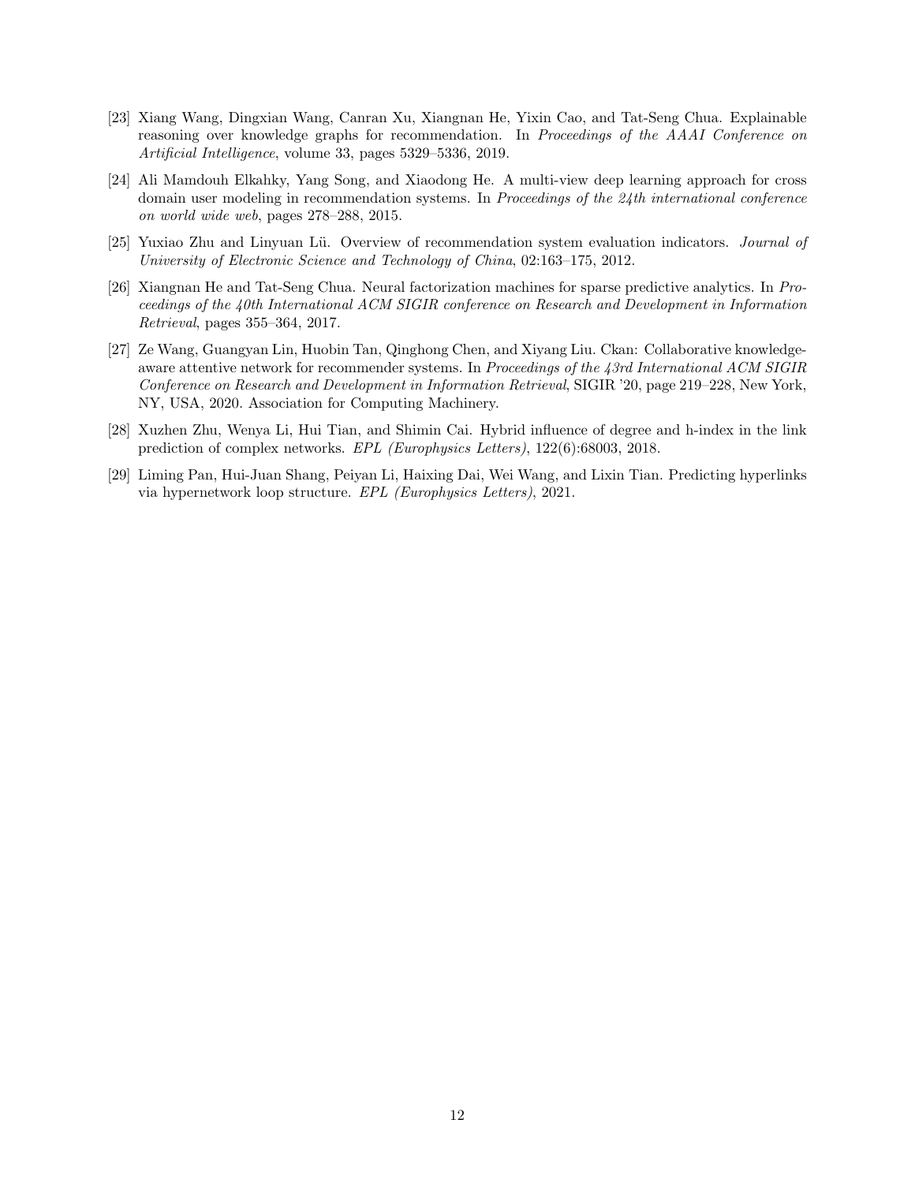[23] Xiang Wang, Dingxian Wang, Canran Xu, Xiangnan He, Yixin Cao, and Tat-Seng Chua. Explainable reasoning over knowledge graphs for recommendation. In *Proceedings of the AAAI Conference on Artificial Intelligence*, volume 33, pages 5329–5336, 2019.

[24] Ali Mamdouh Elkahky, Yang Song, and Xiaodong He. A multi-view deep learning approach for cross domain user modeling in recommendation systems. In *Proceedings of the 24th international conference on world wide web*, pages 278–288, 2015.

[25] Yuxiao Zhu and Linyuan Lü. Overview of recommendation system evaluation indicators. *Journal of University of Electronic Science and Technology of China*, 02:163–175, 2012.

[26] Xiangnan He and Tat-Seng Chua. Neural factorization machines for sparse predictive analytics. In *Proceedings of the 40th International ACM SIGIR conference on Research and Development in Information Retrieval*, pages 355–364, 2017.

[27] Ze Wang, Guangyan Lin, Huobin Tan, Qinghong Chen, and Xiyang Liu. Ckan: Collaborative knowledge-aware attentive network for recommender systems. In *Proceedings of the 43rd International ACM SIGIR Conference on Research and Development in Information Retrieval*, SIGIR '20, page 219–228, New York, NY, USA, 2020. Association for Computing Machinery.

[28] Xuzhen Zhu, Wenya Li, Hui Tian, and Shimin Cai. Hybrid influence of degree and h-index in the link prediction of complex networks. *EPL (Europhysics Letters)*, 122(6):68003, 2018.

[29] Liming Pan, Hui-Juan Shang, Peiyan Li, Haixing Dai, Wei Wang, and Lixin Tian. Predicting hyperlinks via hypernetwork loop structure. *EPL (Europhysics Letters)*, 2021.